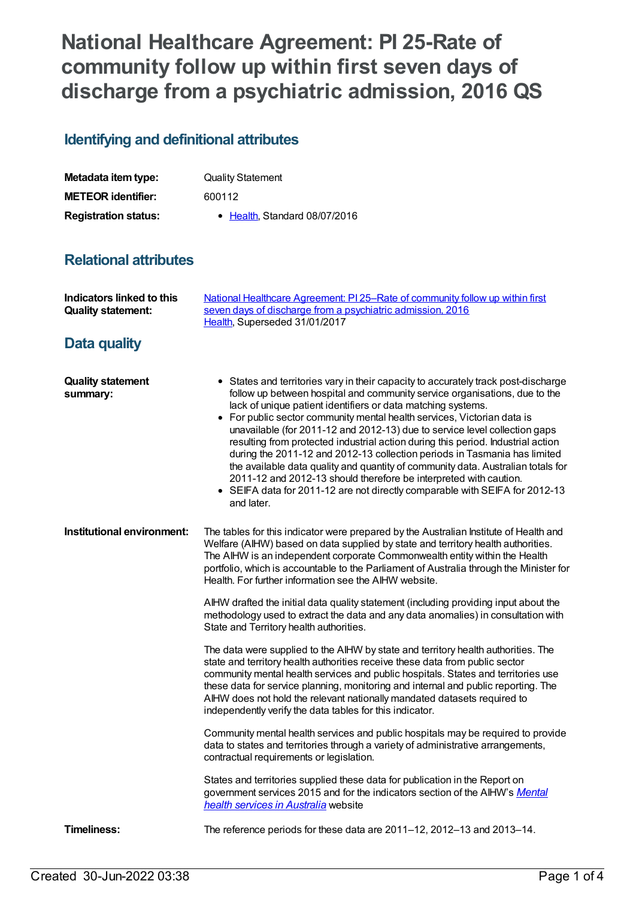# National Healthcare Agreement: PI 25-Rate of community follow up within first seven days of discharge from a psychiatric admission, 2016 QS

## Identifying and definitional attributes

| | |
|---|---|
| **Metadata item type:** | Quality Statement |
| **METEOR identifier:** | 600112 |
| **Registration status:** | • Health, Standard 08/07/2016 |

## Relational attributes

| | |
|---|---|
| **Indicators linked to this Quality statement:** | National Healthcare Agreement: PI 25–Rate of community follow up within first seven days of discharge from a psychiatric admission, 2016<br>Health, Superseded 31/01/2017 |

## Data quality

**Quality statement summary:**

- States and territories vary in their capacity to accurately track post-discharge follow up between hospital and community service organisations, due to the lack of unique patient identifiers or data matching systems.
- For public sector community mental health services, Victorian data is unavailable (for 2011-12 and 2012-13) due to service level collection gaps resulting from protected industrial action during this period. Industrial action during the 2011-12 and 2012-13 collection periods in Tasmania has limited the available data quality and quantity of community data. Australian totals for 2011-12 and 2012-13 should therefore be interpreted with caution.
- SEIFA data for 2011-12 are not directly comparable with SEIFA for 2012-13 and later.

**Institutional environment:**

The tables for this indicator were prepared by the Australian Institute of Health and Welfare (AIHW) based on data supplied by state and territory health authorities. The AIHW is an independent corporate Commonwealth entity within the Health portfolio, which is accountable to the Parliament of Australia through the Minister for Health. For further information see the AIHW website.

AIHW drafted the initial data quality statement (including providing input about the methodology used to extract the data and any data anomalies) in consultation with State and Territory health authorities.

The data were supplied to the AIHW by state and territory health authorities. The state and territory health authorities receive these data from public sector community mental health services and public hospitals. States and territories use these data for service planning, monitoring and internal and public reporting. The AIHW does not hold the relevant nationally mandated datasets required to independently verify the data tables for this indicator.

Community mental health services and public hospitals may be required to provide data to states and territories through a variety of administrative arrangements, contractual requirements or legislation.

States and territories supplied these data for publication in the Report on government services 2015 and for the indicators section of the AIHW's *Mental health services in Australia* website

**Timeliness:**

The reference periods for these data are 2011–12, 2012–13 and 2013–14.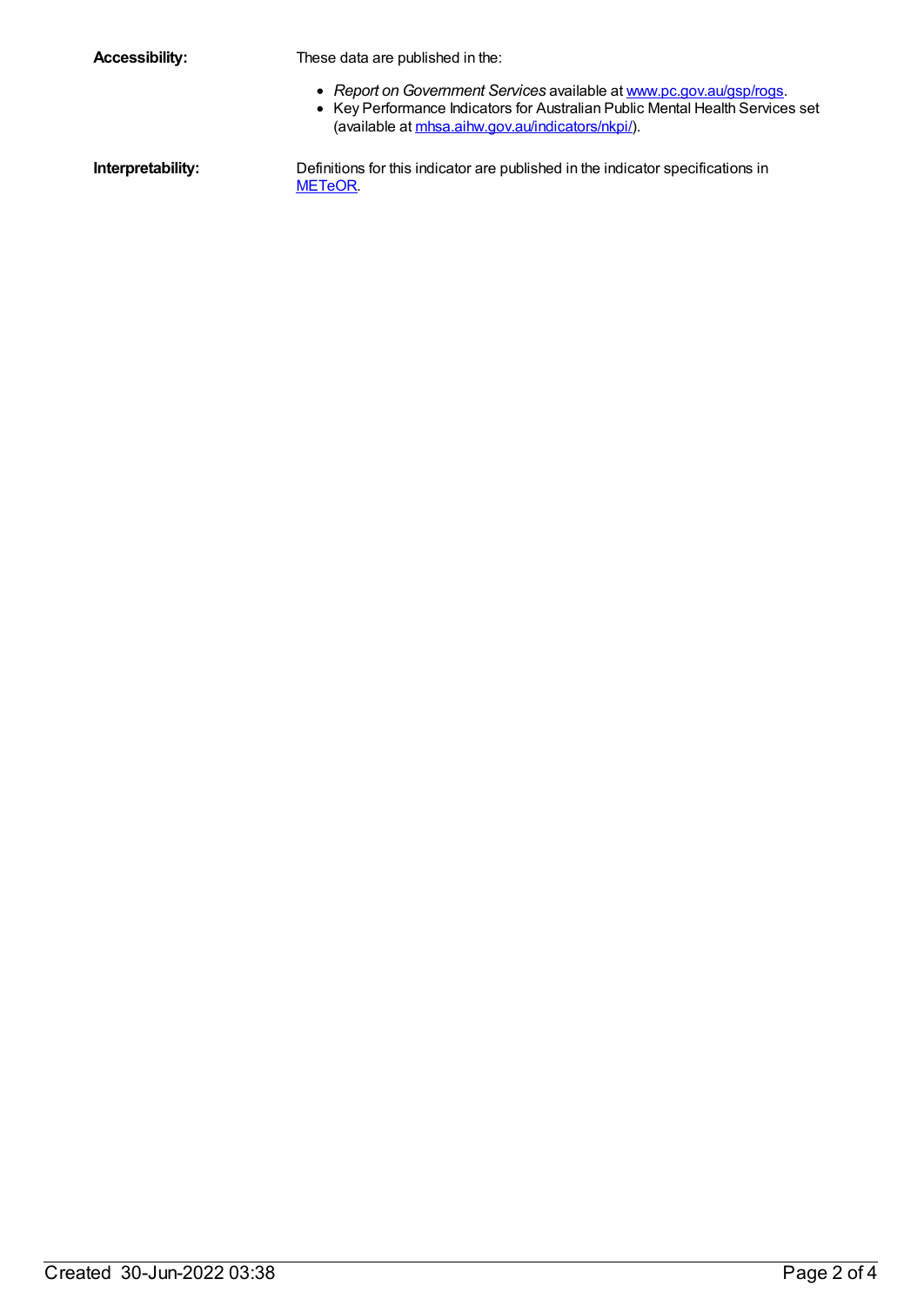**Accessibility:** These data are published in the:

- *Report on Government Services* available at www.pc.gov.au/gsp/rogs.
- Key Performance Indicators for Australian Public Mental Health Services set (available at mhsa.aihw.gov.au/indicators/nkpi/).

**Interpretability:** Definitions for this indicator are published in the indicator specifications in METeOR.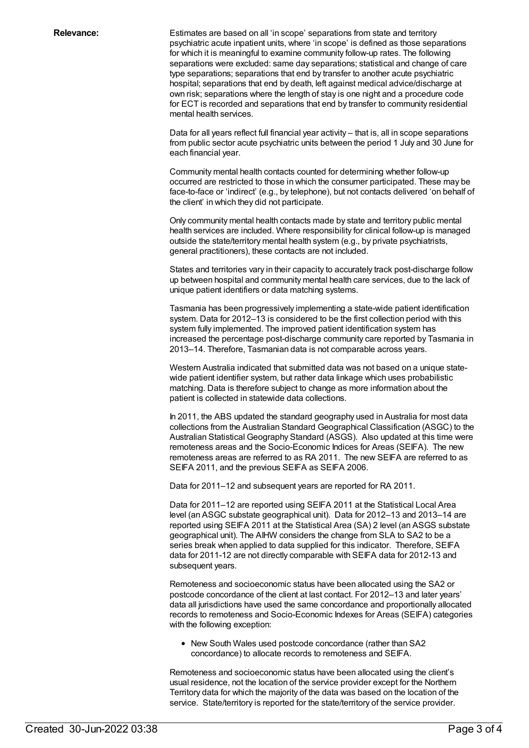**Relevance:**

Estimates are based on all 'in scope' separations from state and territory psychiatric acute inpatient units, where 'in scope' is defined as those separations for which it is meaningful to examine community follow-up rates. The following separations were excluded: same day separations; statistical and change of care type separations; separations that end by transfer to another acute psychiatric hospital; separations that end by death, left against medical advice/discharge at own risk; separations where the length of stay is one night and a procedure code for ECT is recorded and separations that end by transfer to community residential mental health services.

Data for all years reflect full financial year activity – that is, all in scope separations from public sector acute psychiatric units between the period 1 July and 30 June for each financial year.

Community mental health contacts counted for determining whether follow-up occurred are restricted to those in which the consumer participated. These may be face-to-face or 'indirect' (e.g., by telephone), but not contacts delivered 'on behalf of the client' in which they did not participate.

Only community mental health contacts made by state and territory public mental health services are included. Where responsibility for clinical follow-up is managed outside the state/territory mental health system (e.g., by private psychiatrists, general practitioners), these contacts are not included.

States and territories vary in their capacity to accurately track post-discharge follow up between hospital and community mental health care services, due to the lack of unique patient identifiers or data matching systems.

Tasmania has been progressively implementing a state-wide patient identification system. Data for 2012–13 is considered to be the first collection period with this system fully implemented. The improved patient identification system has increased the percentage post-discharge community care reported by Tasmania in 2013–14. Therefore, Tasmanian data is not comparable across years.

Western Australia indicated that submitted data was not based on a unique state-wide patient identifier system, but rather data linkage which uses probabilistic matching. Data is therefore subject to change as more information about the patient is collected in statewide data collections.

In 2011, the ABS updated the standard geography used in Australia for most data collections from the Australian Standard Geographical Classification (ASGC) to the Australian Statistical Geography Standard (ASGS). Also updated at this time were remoteness areas and the Socio-Economic Indices for Areas (SEIFA). The new remoteness areas are referred to as RA 2011. The new SEIFA are referred to as SEIFA 2011, and the previous SEIFA as SEIFA 2006.

Data for 2011–12 and subsequent years are reported for RA 2011.

Data for 2011–12 are reported using SEIFA 2011 at the Statistical Local Area level (an ASGC substate geographical unit). Data for 2012–13 and 2013–14 are reported using SEIFA 2011 at the Statistical Area (SA) 2 level (an ASGS substate geographical unit). The AIHW considers the change from SLA to SA2 to be a series break when applied to data supplied for this indicator. Therefore, SEIFA data for 2011-12 are not directly comparable with SEIFA data for 2012-13 and subsequent years.

Remoteness and socioeconomic status have been allocated using the SA2 or postcode concordance of the client at last contact. For 2012–13 and later years' data all jurisdictions have used the same concordance and proportionally allocated records to remoteness and Socio-Economic Indexes for Areas (SEIFA) categories with the following exception:

- New South Wales used postcode concordance (rather than SA2 concordance) to allocate records to remoteness and SEIFA.

Remoteness and socioeconomic status have been allocated using the client's usual residence, not the location of the service provider except for the Northern Territory data for which the majority of the data was based on the location of the service. State/territory is reported for the state/territory of the service provider.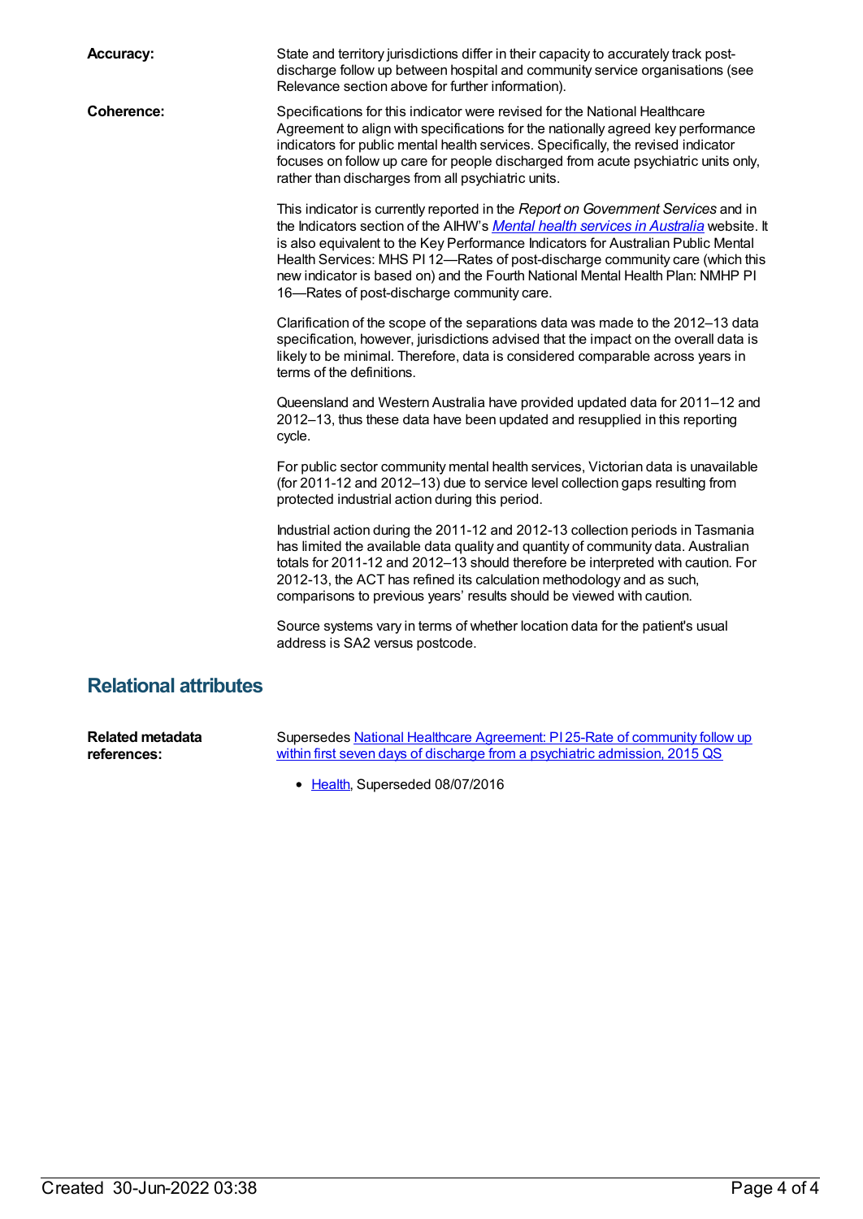**Accuracy:** State and territory jurisdictions differ in their capacity to accurately track post-discharge follow up between hospital and community service organisations (see Relevance section above for further information).

**Coherence:** Specifications for this indicator were revised for the National Healthcare Agreement to align with specifications for the nationally agreed key performance indicators for public mental health services. Specifically, the revised indicator focuses on follow up care for people discharged from acute psychiatric units only, rather than discharges from all psychiatric units.

This indicator is currently reported in the *Report on Government Services* and in the Indicators section of the AIHW's *Mental health services in Australia* website. It is also equivalent to the Key Performance Indicators for Australian Public Mental Health Services: MHS PI 12—Rates of post-discharge community care (which this new indicator is based on) and the Fourth National Mental Health Plan: NMHP PI 16—Rates of post-discharge community care.

Clarification of the scope of the separations data was made to the 2012–13 data specification, however, jurisdictions advised that the impact on the overall data is likely to be minimal. Therefore, data is considered comparable across years in terms of the definitions.

Queensland and Western Australia have provided updated data for 2011–12 and 2012–13, thus these data have been updated and resupplied in this reporting cycle.

For public sector community mental health services, Victorian data is unavailable (for 2011-12 and 2012–13) due to service level collection gaps resulting from protected industrial action during this period.

Industrial action during the 2011-12 and 2012-13 collection periods in Tasmania has limited the available data quality and quantity of community data. Australian totals for 2011-12 and 2012–13 should therefore be interpreted with caution. For 2012-13, the ACT has refined its calculation methodology and as such, comparisons to previous years' results should be viewed with caution.

Source systems vary in terms of whether location data for the patient's usual address is SA2 versus postcode.

## Relational attributes

**Related metadata references:** Supersedes National Healthcare Agreement: PI 25-Rate of community follow up within first seven days of discharge from a psychiatric admission, 2015 QS

- Health, Superseded 08/07/2016